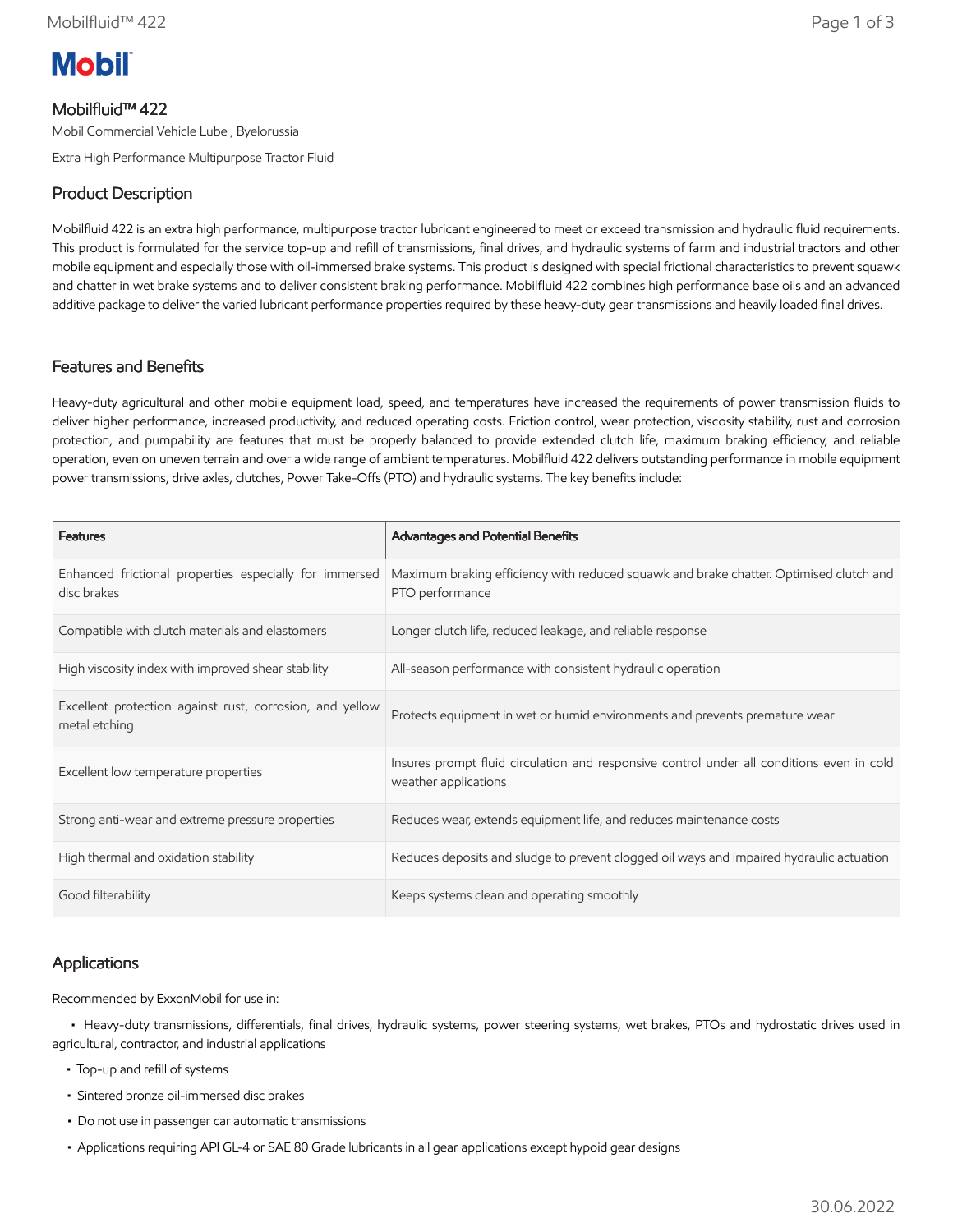# Mobilfluid™ 422

Mobil Commercial Vehicle Lube , Byelorussia

Extra High Performance Multipurpose Tractor Fluid

## Product Description

Mobilfluid 422 is an extra high performance, multipurpose tractor lubricant engineered to meet or exceed transmission and hydraulic fluid requirements. This product is formulated for the service top-up and refill of transmissions, final drives, and hydraulic systems of farm and industrial tractors and other mobile equipment and especially those with oil-immersed brake systems. This product is designed with special frictional characteristics to prevent squawk and chatter in wet brake systems and to deliver consistent braking performance. Mobilfluid 422 combines high performance base oils and an advanced additive package to deliver the varied lubricant performance properties required by these heavy-duty gear transmissions and heavily loaded final drives.

## Features and Benefits

Heavy-duty agricultural and other mobile equipment load, speed, and temperatures have increased the requirements of power transmission fluids to deliver higher performance, increased productivity, and reduced operating costs. Friction control, wear protection, viscosity stability, rust and corrosion protection, and pumpability are features that must be properly balanced to provide extended clutch life, maximum braking efficiency, and reliable operation, even on uneven terrain and over a wide range of ambient temperatures. Mobilfluid 422 delivers outstanding performance in mobile equipment power transmissions, drive axles, clutches, Power Take-Offs (PTO) and hydraulic systems. The key benefits include:

| Features | Advantages and Potential Benefits |
|---|---|
| Enhanced frictional properties especially for immersed disc brakes | Maximum braking efficiency with reduced squawk and brake chatter. Optimised clutch and PTO performance |
| Compatible with clutch materials and elastomers | Longer clutch life, reduced leakage, and reliable response |
| High viscosity index with improved shear stability | All-season performance with consistent hydraulic operation |
| Excellent protection against rust, corrosion, and yellow metal etching | Protects equipment in wet or humid environments and prevents premature wear |
| Excellent low temperature properties | Insures prompt fluid circulation and responsive control under all conditions even in cold weather applications |
| Strong anti-wear and extreme pressure properties | Reduces wear, extends equipment life, and reduces maintenance costs |
| High thermal and oxidation stability | Reduces deposits and sludge to prevent clogged oil ways and impaired hydraulic actuation |
| Good filterability | Keeps systems clean and operating smoothly |

## Applications

Recommended by ExxonMobil for use in:

- Heavy-duty transmissions, differentials, final drives, hydraulic systems, power steering systems, wet brakes, PTOs and hydrostatic drives used in agricultural, contractor, and industrial applications
- Top-up and refill of systems
- Sintered bronze oil-immersed disc brakes
- Do not use in passenger car automatic transmissions
- Applications requiring API GL-4 or SAE 80 Grade lubricants in all gear applications except hypoid gear designs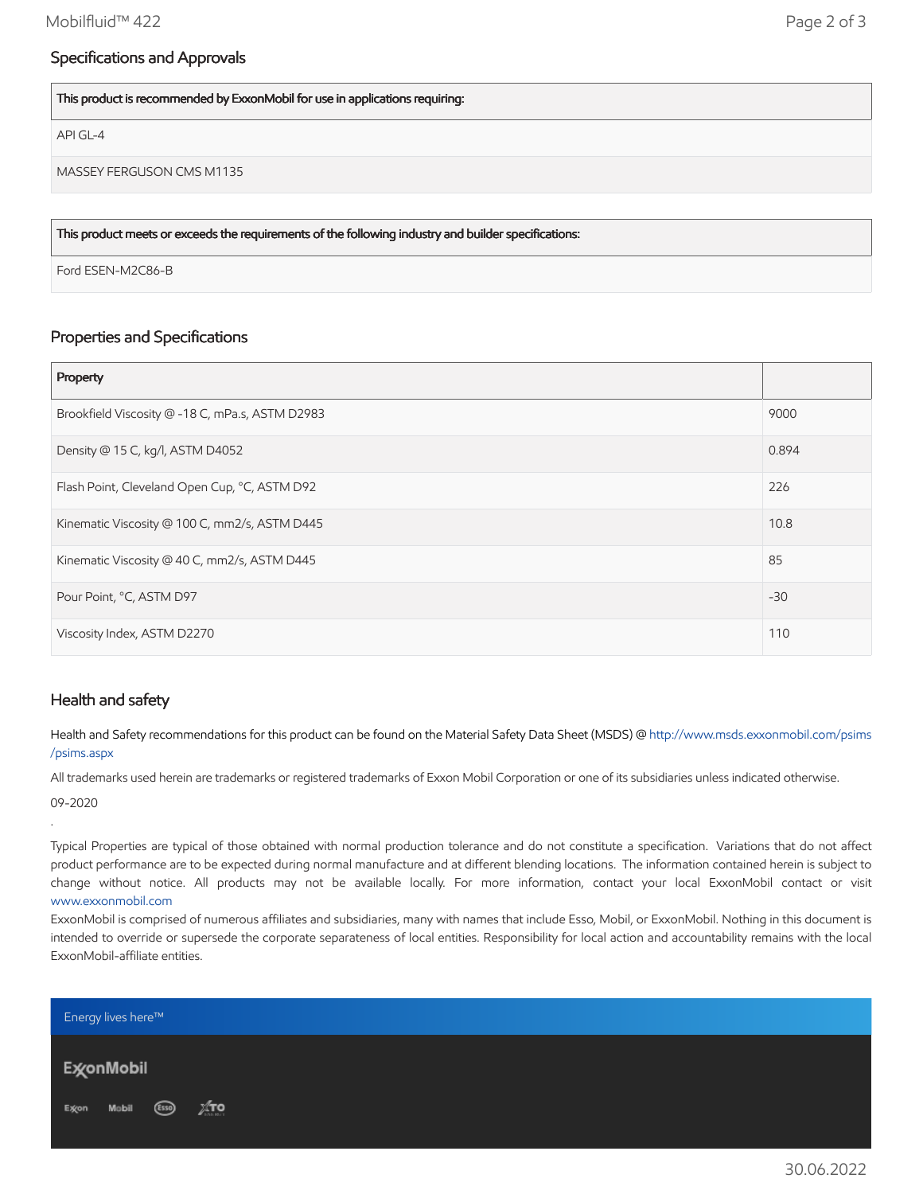## Specifications and Approvals

| This product is recommended by ExxonMobil for use in applications requiring: |
| --- |
| API GL-4 |
| MASSEY FERGUSON CMS M1135 |

| This product meets or exceeds the requirements of the following industry and builder specifications: |
| --- |
| Ford ESEN-M2C86-B |

## Properties and Specifications

| Property | |
| --- | --- |
| Brookfield Viscosity @ -18 C, mPa.s, ASTM D2983 | 9000 |
| Density @ 15 C, kg/l, ASTM D4052 | 0.894 |
| Flash Point, Cleveland Open Cup, °C, ASTM D92 | 226 |
| Kinematic Viscosity @ 100 C, mm2/s, ASTM D445 | 10.8 |
| Kinematic Viscosity @ 40 C, mm2/s, ASTM D445 | 85 |
| Pour Point, °C, ASTM D97 | -30 |
| Viscosity Index, ASTM D2270 | 110 |

## Health and safety

Health and Safety recommendations for this product can be found on the Material Safety Data Sheet (MSDS) @ http://www.msds.exxonmobil.com/psims/psims.aspx

All trademarks used herein are trademarks or registered trademarks of Exxon Mobil Corporation or one of its subsidiaries unless indicated otherwise.

09-2020

.

Typical Properties are typical of those obtained with normal production tolerance and do not constitute a specification. Variations that do not affect product performance are to be expected during normal manufacture and at different blending locations. The information contained herein is subject to change without notice. All products may not be available locally. For more information, contact your local ExxonMobil contact or visit www.exxonmobil.com

ExxonMobil is comprised of numerous affiliates and subsidiaries, many with names that include Esso, Mobil, or ExxonMobil. Nothing in this document is intended to override or supersede the corporate separateness of local entities. Responsibility for local action and accountability remains with the local ExxonMobil-affiliate entities.

Energy lives here™

ExxonMobil

Exxon Mobil Esso XTO

30.06.2022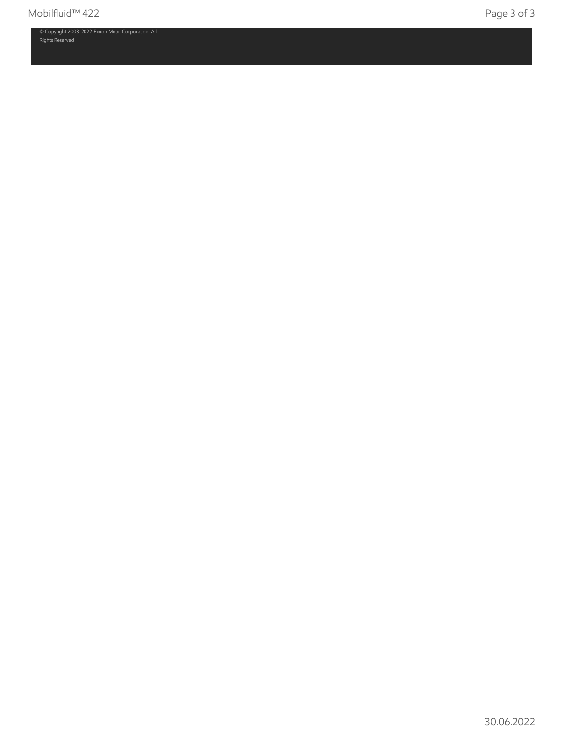© Copyright 2003-2022 Exxon Mobil Corporation. All Rights Reserved